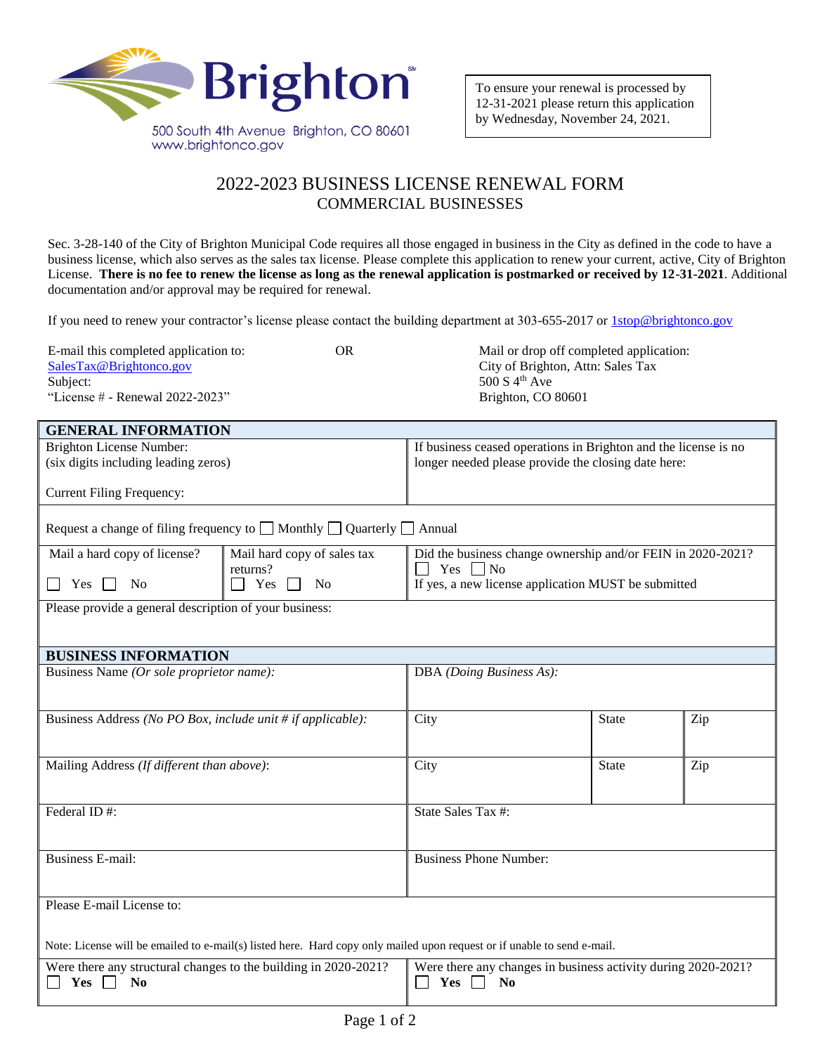Brighton

500 South 4th Avenue Brighton, CO 80601
www.brightonco.gov

To ensure your renewal is processed by 12-31-2021 please return this application by Wednesday, November 24, 2021.

# 2022-2023 BUSINESS LICENSE RENEWAL FORM
## COMMERCIAL BUSINESSES

Sec. 3-28-140 of the City of Brighton Municipal Code requires all those engaged in business in the City as defined in the code to have a business license, which also serves as the sales tax license. Please complete this application to renew your current, active, City of Brighton License. **There is no fee to renew the license as long as the renewal application is postmarked or received by 12-31-2021**. Additional documentation and/or approval may be required for renewal.

If you need to renew your contractor's license please contact the building department at 303-655-2017 or 1stop@brightonco.gov

E-mail this completed application to:
SalesTax@Brightonco.gov
Subject:
"License # - Renewal 2022-2023"

OR

Mail or drop off completed application:
City of Brighton, Attn: Sales Tax
500 S 4th Ave
Brighton, CO 80601

| **GENERAL INFORMATION** | | |
|---|---|---|
| Brighton License Number: (six digits including leading zeros)<br><br>Current Filing Frequency: | | If business ceased operations in Brighton and the license is no longer needed please provide the closing date here: |
| Request a change of filing frequency to ☐ Monthly ☐ Quarterly ☐ Annual | | |
| Mail a hard copy of license?<br>☐ Yes ☐ No | Mail hard copy of sales tax returns?<br>☐ Yes ☐ No | Did the business change ownership and/or FEIN in 2020-2021?<br>☐ Yes ☐ No<br>If yes, a new license application MUST be submitted |
| Please provide a general description of your business: | | |

| **BUSINESS INFORMATION** | | | |
|---|---|---|---|
| Business Name *(Or sole proprietor name)*: | DBA *(Doing Business As)*: | | |
| Business Address *(No PO Box, include unit # if applicable)*: | City | State | Zip |
| Mailing Address *(If different than above)*: | City | State | Zip |
| Federal ID #: | State Sales Tax #: | | |
| Business E-mail: | Business Phone Number: | | |
| Please E-mail License to:<br><br>Note: License will be emailed to e-mail(s) listed here. Hard copy only mailed upon request or if unable to send e-mail. | | | |
| Were there any structural changes to the building in 2020-2021?<br>☐ **Yes** ☐ **No** | Were there any changes in business activity during 2020-2021?<br>☐ **Yes** ☐ **No** | | |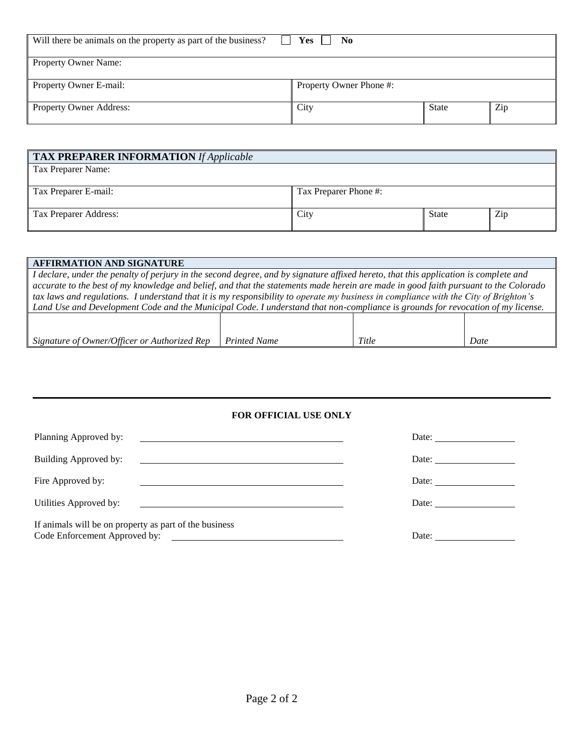| | | | |
|---|---|---|---|
| Will there be animals on the property as part of the business? ☐ **Yes** ☐ **No** | | | |
| Property Owner Name: | | | |
| Property Owner E-mail: | Property Owner Phone #: | | |
| Property Owner Address: | City | State | Zip |

| **TAX PREPARER INFORMATION** *If Applicable* | | | |
|---|---|---|---|
| Tax Preparer Name: | | | |
| Tax Preparer E-mail: | Tax Preparer Phone #: | | |
| Tax Preparer Address: | City | State | Zip |

**AFFIRMATION AND SIGNATURE**

*I declare, under the penalty of perjury in the second degree, and by signature affixed hereto, that this application is complete and accurate to the best of my knowledge and belief, and that the statements made herein are made in good faith pursuant to the Colorado tax laws and regulations. I understand that it is my responsibility to operate my business in compliance with the City of Brighton's Land Use and Development Code and the Municipal Code. I understand that non-compliance is grounds for revocation of my license.*

| | | | |
|---|---|---|---|
| *Signature of Owner/Officer or Authorized Rep* | *Printed Name* | *Title* | *Date* |

---

**FOR OFFICIAL USE ONLY**

Planning Approved by: ______________________ Date: __________

Building Approved by: ______________________ Date: __________

Fire Approved by: ______________________ Date: __________

Utilities Approved by: ______________________ Date: __________

If animals will be on property as part of the business
Code Enforcement Approved by: ______________________ Date: __________